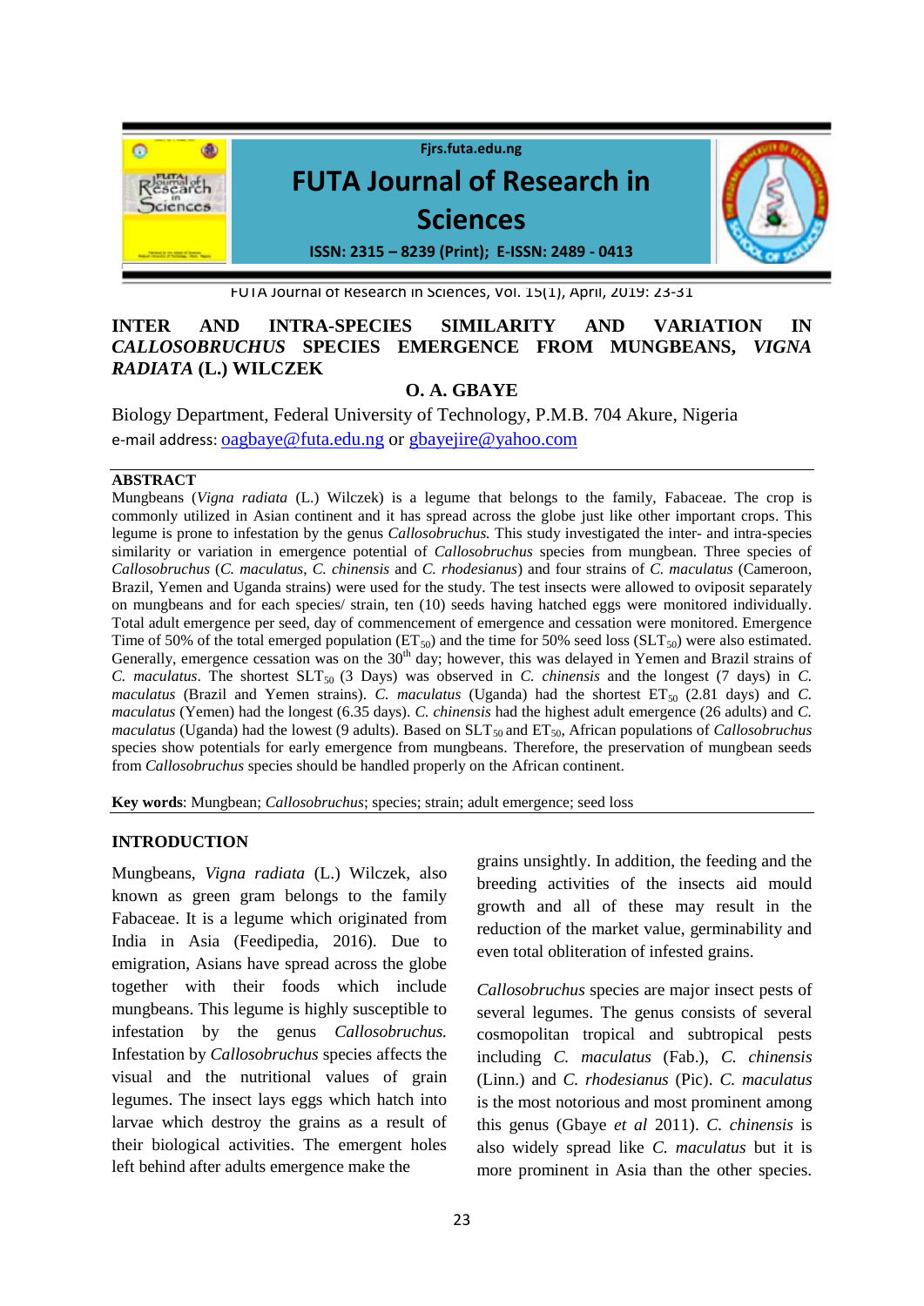# INTER AND INTRA-SPECIES SIMILARITY AND VARIATION IN *CALLOSOBRUCHUS* SPECIES EMERGENCE FROM MUNGBEANS, *VIGNA RADIATA* (L.) WILCZEK

**O. A. GBAYE**

Biology Department, Federal University of Technology, P.M.B. 704 Akure, Nigeria

e-mail address: oagbaye@futa.edu.ng or gbayejire@yahoo.com

## ABSTRACT

Mungbeans (*Vigna radiata* (L.) Wilczek) is a legume that belongs to the family, Fabaceae. The crop is commonly utilized in Asian continent and it has spread across the globe just like other important crops. This legume is prone to infestation by the genus *Callosobruchus.* This study investigated the inter- and intra-species similarity or variation in emergence potential of *Callosobruchus* species from mungbean. Three species of *Callosobruchus* (*C. maculatus, C. chinensis* and *C. rhodesianus*) and four strains of *C. maculatus* (Cameroon, Brazil, Yemen and Uganda strains) were used for the study. The test insects were allowed to oviposit separately on mungbeans and for each species/ strain, ten (10) seeds having hatched eggs were monitored individually. Total adult emergence per seed, day of commencement of emergence and cessation were monitored. Emergence Time of 50% of the total emerged population ($ET_{50}$) and the time for 50% seed loss ($SLT_{50}$) were also estimated. Generally, emergence cessation was on the $30^{th}$ day; however, this was delayed in Yemen and Brazil strains of *C. maculatus*. The shortest $SLT_{50}$ (3 Days) was observed in *C. chinensis* and the longest (7 days) in *C. maculatus* (Brazil and Yemen strains). *C. maculatus* (Uganda) had the shortest $ET_{50}$ (2.81 days) and *C. maculatus* (Yemen) had the longest (6.35 days). *C. chinensis* had the highest adult emergence (26 adults) and *C. maculatus* (Uganda) had the lowest (9 adults). Based on $SLT_{50}$ and $ET_{50}$, African populations of *Callosobruchus* species show potentials for early emergence from mungbeans. Therefore, the preservation of mungbean seeds from *Callosobruchus* species should be handled properly on the African continent.

**Key words**: Mungbean; *Callosobruchus*; species; strain; adult emergence; seed loss

## INTRODUCTION

Mungbeans, *Vigna radiata* (L.) Wilczek, also known as green gram belongs to the family Fabaceae. It is a legume which originated from India in Asia (Feedipedia, 2016). Due to emigration, Asians have spread across the globe together with their foods which include mungbeans. This legume is highly susceptible to infestation by the genus *Callosobruchus.* Infestation by *Callosobruchus* species affects the visual and the nutritional values of grain legumes. The insect lays eggs which hatch into larvae which destroy the grains as a result of their biological activities. The emergent holes left behind after adults emergence make the grains unsightly. In addition, the feeding and the breeding activities of the insects aid mould growth and all of these may result in the reduction of the market value, germinability and even total obliteration of infested grains.

*Callosobruchus* species are major insect pests of several legumes. The genus consists of several cosmopolitan tropical and subtropical pests including *C. maculatus* (Fab.), *C. chinensis* (Linn.) and *C. rhodesianus* (Pic). *C. maculatus* is the most notorious and most prominent among this genus (Gbaye *et al* 2011). *C. chinensis* is also widely spread like *C. maculatus* but it is more prominent in Asia than the other species.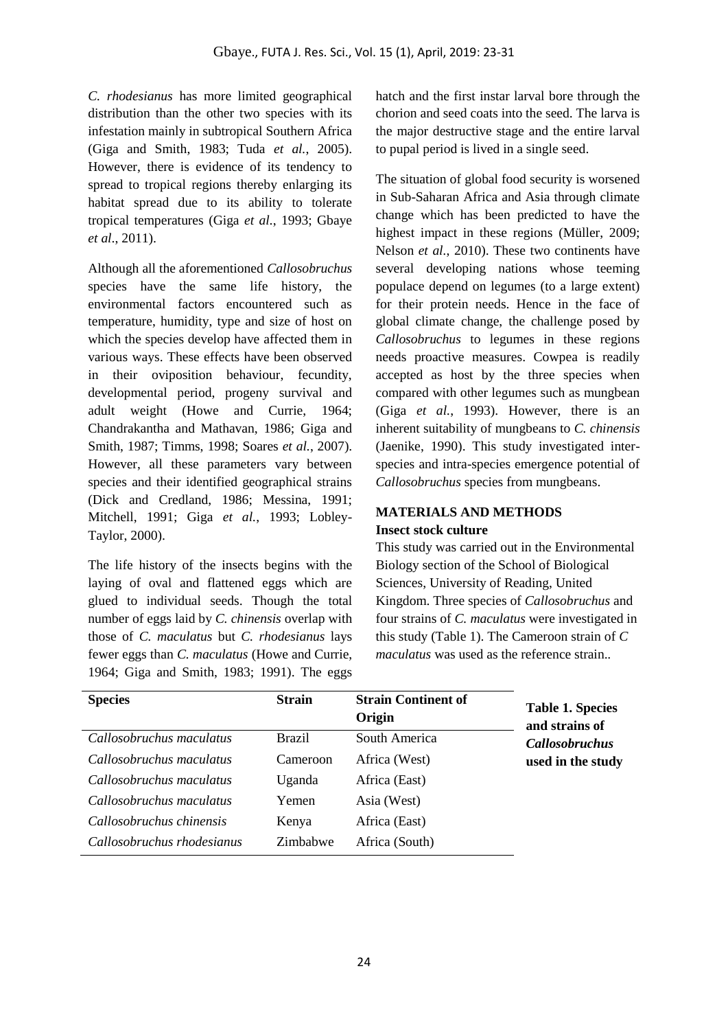*C. rhodesianus* has more limited geographical distribution than the other two species with its infestation mainly in subtropical Southern Africa (Giga and Smith, 1983; Tuda *et al.*, 2005). However, there is evidence of its tendency to spread to tropical regions thereby enlarging its habitat spread due to its ability to tolerate tropical temperatures (Giga *et al*., 1993; Gbaye *et al*., 2011).

Although all the aforementioned *Callosobruchus* species have the same life history, the environmental factors encountered such as temperature, humidity, type and size of host on which the species develop have affected them in various ways. These effects have been observed in their oviposition behaviour, fecundity, developmental period, progeny survival and adult weight (Howe and Currie, 1964; Chandrakantha and Mathavan, 1986; Giga and Smith, 1987; Timms, 1998; Soares *et al.*, 2007). However, all these parameters vary between species and their identified geographical strains (Dick and Credland, 1986; Messina, 1991; Mitchell, 1991; Giga *et al.*, 1993; Lobley-Taylor, 2000).

The life history of the insects begins with the laying of oval and flattened eggs which are glued to individual seeds. Though the total number of eggs laid by *C. chinensis* overlap with those of *C. maculatus* but *C. rhodesianus* lays fewer eggs than *C. maculatus* (Howe and Currie, 1964; Giga and Smith, 1983; 1991). The eggs hatch and the first instar larval bore through the chorion and seed coats into the seed. The larva is the major destructive stage and the entire larval to pupal period is lived in a single seed.

The situation of global food security is worsened in Sub-Saharan Africa and Asia through climate change which has been predicted to have the highest impact in these regions (Müller, 2009; Nelson *et al.*, 2010). These two continents have several developing nations whose teeming populace depend on legumes (to a large extent) for their protein needs. Hence in the face of global climate change, the challenge posed by *Callosobruchus* to legumes in these regions needs proactive measures. Cowpea is readily accepted as host by the three species when compared with other legumes such as mungbean (Giga *et al.*, 1993). However, there is an inherent suitability of mungbeans to *C. chinensis* (Jaenike, 1990). This study investigated inter-species and intra-species emergence potential of *Callosobruchus* species from mungbeans.

## MATERIALS AND METHODS

### Insect stock culture

This study was carried out in the Environmental Biology section of the School of Biological Sciences, University of Reading, United Kingdom. Three species of *Callosobruchus* and four strains of *C. maculatus* were investigated in this study (Table 1). The Cameroon strain of *C maculatus* was used as the reference strain..

**Table 1. Species and strains of *Callosobruchus* used in the study**

| Species | Strain | Strain Continent of Origin |
|---|---|---|
| *Callosobruchus maculatus* | Brazil | South America |
| *Callosobruchus maculatus* | Cameroon | Africa (West) |
| *Callosobruchus maculatus* | Uganda | Africa (East) |
| *Callosobruchus maculatus* | Yemen | Asia (West) |
| *Callosobruchus chinensis* | Kenya | Africa (East) |
| *Callosobruchus rhodesianus* | Zimbabwe | Africa (South) |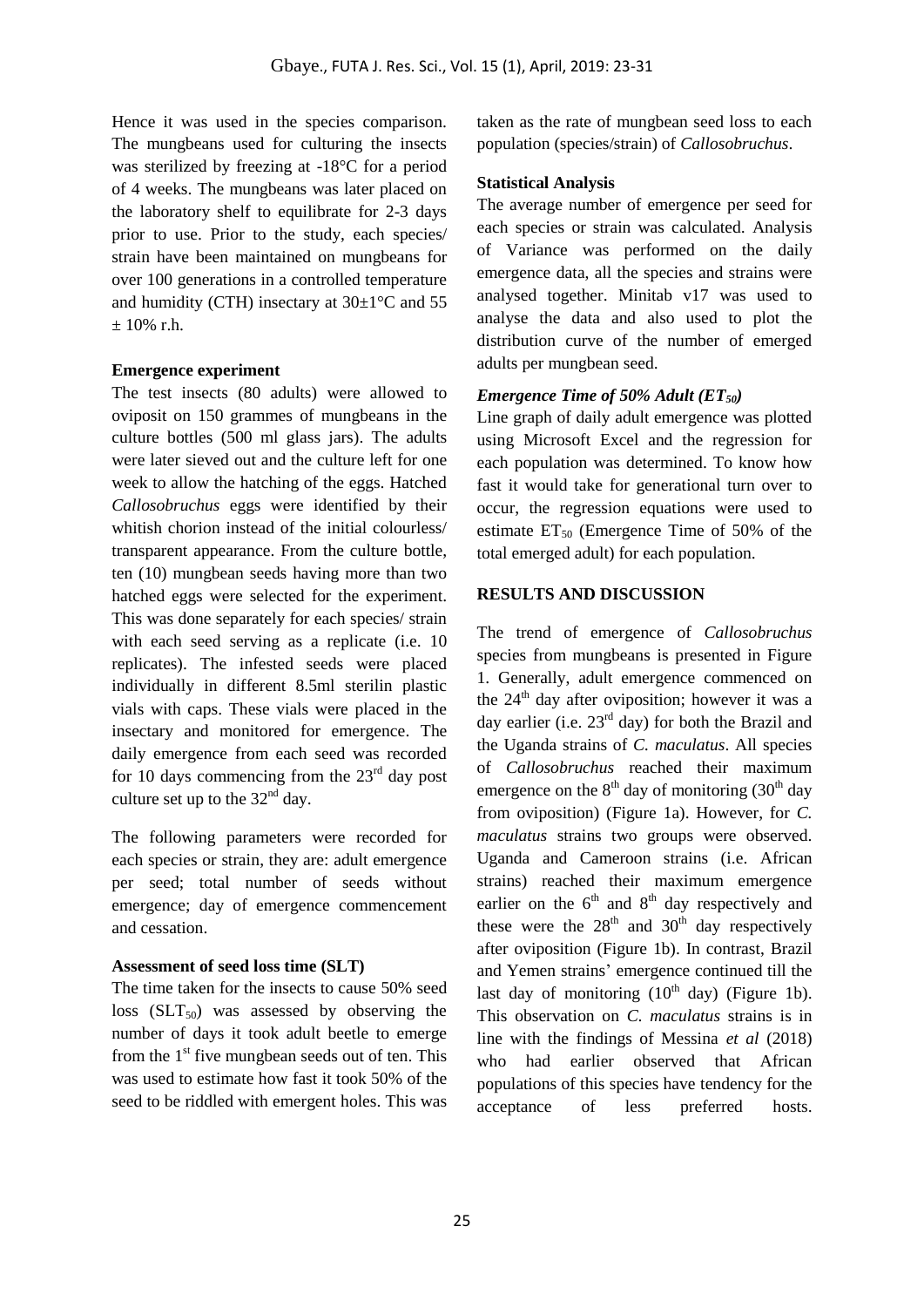Hence it was used in the species comparison. The mungbeans used for culturing the insects was sterilized by freezing at -18°C for a period of 4 weeks. The mungbeans was later placed on the laboratory shelf to equilibrate for 2-3 days prior to use. Prior to the study, each species/ strain have been maintained on mungbeans for over 100 generations in a controlled temperature and humidity (CTH) insectary at 30±1°C and 55 ± 10% r.h.

**Emergence experiment**

The test insects (80 adults) were allowed to oviposit on 150 grammes of mungbeans in the culture bottles (500 ml glass jars). The adults were later sieved out and the culture left for one week to allow the hatching of the eggs. Hatched *Callosobruchus* eggs were identified by their whitish chorion instead of the initial colourless/ transparent appearance. From the culture bottle, ten (10) mungbean seeds having more than two hatched eggs were selected for the experiment. This was done separately for each species/ strain with each seed serving as a replicate (i.e. 10 replicates). The infested seeds were placed individually in different 8.5ml sterilin plastic vials with caps. These vials were placed in the insectary and monitored for emergence. The daily emergence from each seed was recorded for 10 days commencing from the 23rd day post culture set up to the 32nd day.

The following parameters were recorded for each species or strain, they are: adult emergence per seed; total number of seeds without emergence; day of emergence commencement and cessation.

**Assessment of seed loss time (SLT)**

The time taken for the insects to cause 50% seed loss ($SLT_{50}$) was assessed by observing the number of days it took adult beetle to emerge from the 1st five mungbean seeds out of ten. This was used to estimate how fast it took 50% of the seed to be riddled with emergent holes. This was taken as the rate of mungbean seed loss to each population (species/strain) of *Callosobruchus*.

**Statistical Analysis**

The average number of emergence per seed for each species or strain was calculated. Analysis of Variance was performed on the daily emergence data, all the species and strains were analysed together. Minitab v17 was used to analyse the data and also used to plot the distribution curve of the number of emerged adults per mungbean seed.

***Emergence Time of 50% Adult ($ET_{50}$)***

Line graph of daily adult emergence was plotted using Microsoft Excel and the regression for each population was determined. To know how fast it would take for generational turn over to occur, the regression equations were used to estimate $ET_{50}$ (Emergence Time of 50% of the total emerged adult) for each population.

## RESULTS AND DISCUSSION

The trend of emergence of *Callosobruchus* species from mungbeans is presented in Figure 1. Generally, adult emergence commenced on the 24th day after oviposition; however it was a day earlier (i.e. 23rd day) for both the Brazil and the Uganda strains of *C. maculatus*. All species of *Callosobruchus* reached their maximum emergence on the 8th day of monitoring (30th day from oviposition) (Figure 1a). However, for *C. maculatus* strains two groups were observed. Uganda and Cameroon strains (i.e. African strains) reached their maximum emergence earlier on the 6th and 8th day respectively and these were the 28th and 30th day respectively after oviposition (Figure 1b). In contrast, Brazil and Yemen strains' emergence continued till the last day of monitoring (10th day) (Figure 1b). This observation on *C. maculatus* strains is in line with the findings of Messina *et al* (2018) who had earlier observed that African populations of this species have tendency for the acceptance of less preferred hosts.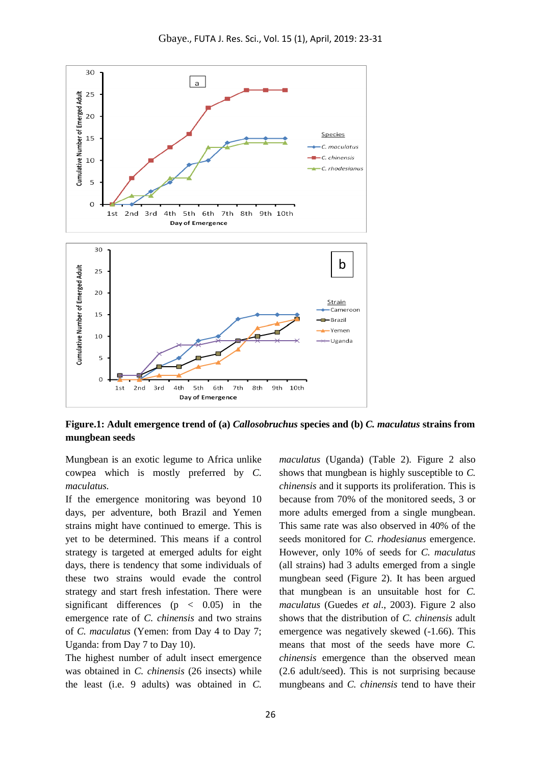**Figure.1: Adult emergence trend of (a) *Callosobruchus* species and (b) *C. maculatus* strains from mungbean seeds**

Mungbean is an exotic legume to Africa unlike cowpea which is mostly preferred by *C. maculatus.*

If the emergence monitoring was beyond 10 days, per adventure, both Brazil and Yemen strains might have continued to emerge. This is yet to be determined. This means if a control strategy is targeted at emerged adults for eight days, there is tendency that some individuals of these two strains would evade the control strategy and start fresh infestation. There were significant differences ($p < 0.05$) in the emergence rate of *C. chinensis* and two strains of *C. maculatus* (Yemen: from Day 4 to Day 7; Uganda: from Day 7 to Day 10).

The highest number of adult insect emergence was obtained in *C. chinensis* (26 insects) while the least (i.e. 9 adults) was obtained in *C. maculatus* (Uganda) (Table 2). Figure 2 also shows that mungbean is highly susceptible to *C. chinensis* and it supports its proliferation. This is because from 70% of the monitored seeds, 3 or more adults emerged from a single mungbean. This same rate was also observed in 40% of the seeds monitored for *C. rhodesianus* emergence. However, only 10% of seeds for *C. maculatus* (all strains) had 3 adults emerged from a single mungbean seed (Figure 2). It has been argued that mungbean is an unsuitable host for *C. maculatus* (Guedes *et al*., 2003). Figure 2 also shows that the distribution of *C. chinensis* adult emergence was negatively skewed (-1.66). This means that most of the seeds have more *C. chinensis* emergence than the observed mean (2.6 adult/seed). This is not surprising because mungbeans and *C. chinensis* tend to have their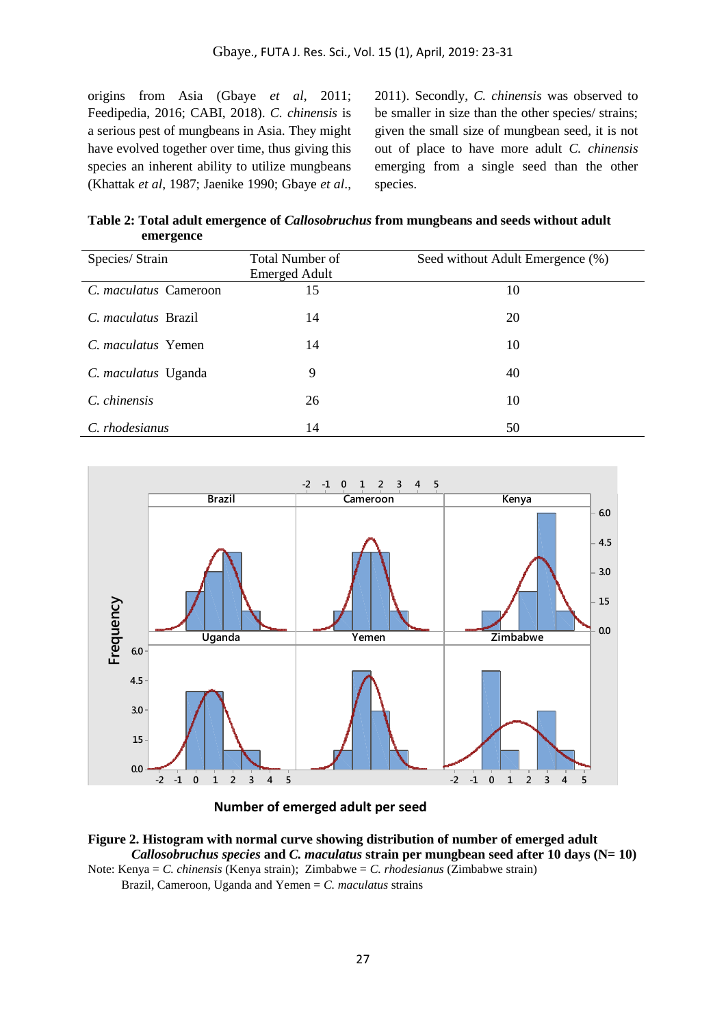origins from Asia (Gbaye *et al*, 2011; Feedipedia, 2016; CABI, 2018). *C. chinensis* is a serious pest of mungbeans in Asia. They might have evolved together over time, thus giving this species an inherent ability to utilize mungbeans (Khattak *et al*, 1987; Jaenike 1990; Gbaye *et al*., 2011). Secondly, *C. chinensis* was observed to be smaller in size than the other species/ strains; given the small size of mungbean seed, it is not out of place to have more adult *C. chinensis* emerging from a single seed than the other species.

**Table 2: Total adult emergence of *Callosobruchus* from mungbeans and seeds without adult emergence**

| Species/ Strain | Total Number of Emerged Adult | Seed without Adult Emergence (%) |
|---|---|---|
| *C. maculatus* Cameroon | 15 | 10 |
| *C. maculatus* Brazil | 14 | 20 |
| *C. maculatus* Yemen | 14 | 10 |
| *C. maculatus* Uganda | 9 | 40 |
| *C. chinensis* | 26 | 10 |
| *C. rhodesianus* | 14 | 50 |

**Figure 2. Histogram with normal curve showing distribution of number of emerged adult *Callosobruchus species* and *C. maculatus* strain per mungbean seed after 10 days (N= 10)**

Note: Kenya = *C. chinensis* (Kenya strain); Zimbabwe = *C. rhodesianus* (Zimbabwe strain)
Brazil, Cameroon, Uganda and Yemen = *C. maculatus* strains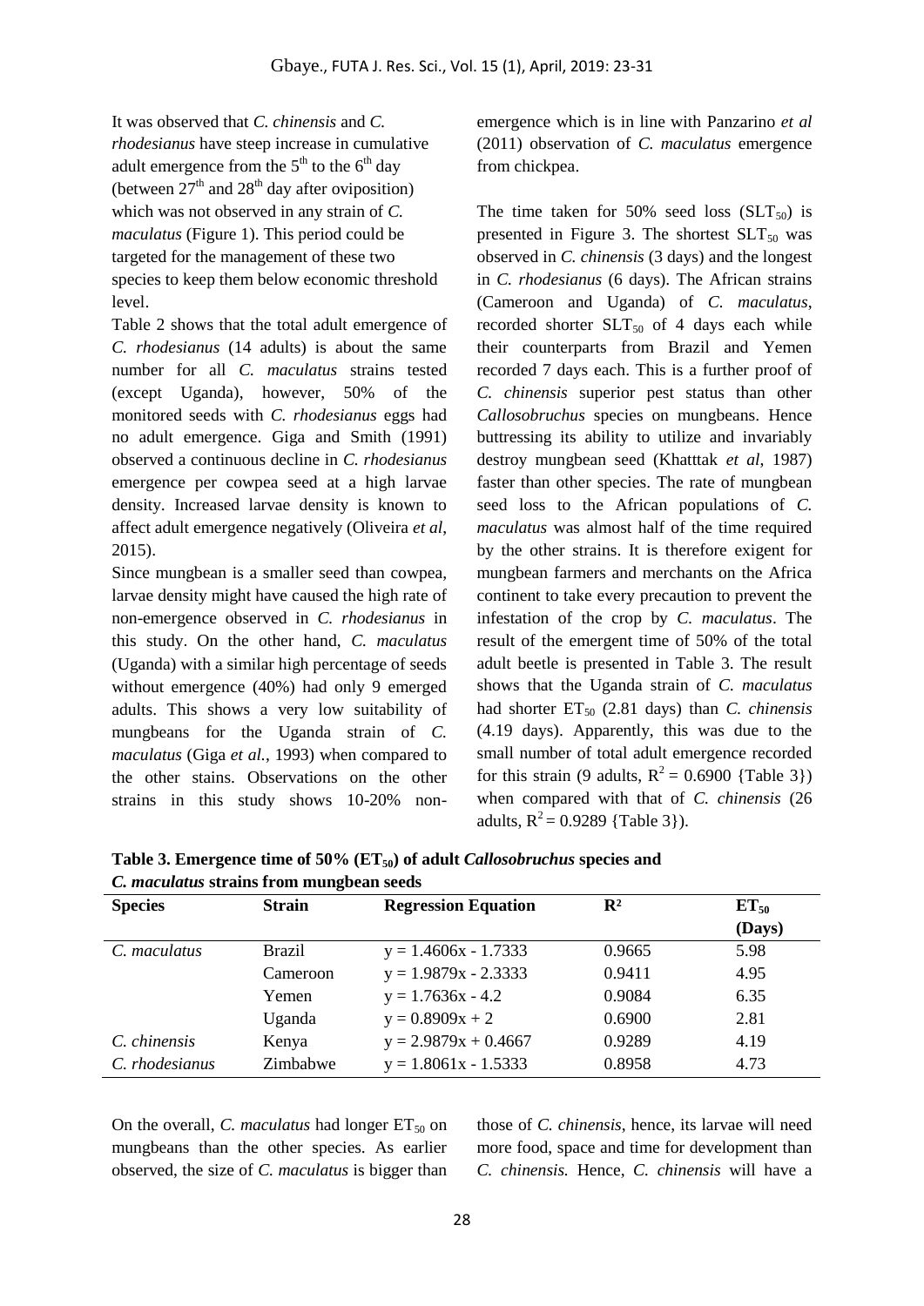It was observed that *C. chinensis* and *C. rhodesianus* have steep increase in cumulative adult emergence from the 5th to the 6th day (between 27th and 28th day after oviposition) which was not observed in any strain of *C. maculatus* (Figure 1). This period could be targeted for the management of these two species to keep them below economic threshold level.

Table 2 shows that the total adult emergence of *C. rhodesianus* (14 adults) is about the same number for all *C. maculatus* strains tested (except Uganda), however, 50% of the monitored seeds with *C. rhodesianus* eggs had no adult emergence. Giga and Smith (1991) observed a continuous decline in *C. rhodesianus* emergence per cowpea seed at a high larvae density. Increased larvae density is known to affect adult emergence negatively (Oliveira *et al*, 2015).

Since mungbean is a smaller seed than cowpea, larvae density might have caused the high rate of non-emergence observed in *C. rhodesianus* in this study. On the other hand, *C. maculatus* (Uganda) with a similar high percentage of seeds without emergence (40%) had only 9 emerged adults. This shows a very low suitability of mungbeans for the Uganda strain of *C. maculatus* (Giga *et al.*, 1993) when compared to the other stains. Observations on the other strains in this study shows 10-20% non-emergence which is in line with Panzarino *et al* (2011) observation of *C. maculatus* emergence from chickpea.

The time taken for 50% seed loss ($SLT_{50}$) is presented in Figure 3. The shortest $SLT_{50}$ was observed in *C. chinensis* (3 days) and the longest in *C. rhodesianus* (6 days). The African strains (Cameroon and Uganda) of *C. maculatus*, recorded shorter $SLT_{50}$ of 4 days each while their counterparts from Brazil and Yemen recorded 7 days each. This is a further proof of *C. chinensis* superior pest status than other *Callosobruchus* species on mungbeans. Hence buttressing its ability to utilize and invariably destroy mungbean seed (Khatttak *et al*, 1987) faster than other species. The rate of mungbean seed loss to the African populations of *C. maculatus* was almost half of the time required by the other strains. It is therefore exigent for mungbean farmers and merchants on the Africa continent to take every precaution to prevent the infestation of the crop by *C. maculatus*. The result of the emergent time of 50% of the total adult beetle is presented in Table 3. The result shows that the Uganda strain of *C. maculatus* had shorter $ET_{50}$ (2.81 days) than *C. chinensis* (4.19 days). Apparently, this was due to the small number of total adult emergence recorded for this strain (9 adults, $R^2 = 0.6900$ {Table 3}) when compared with that of *C. chinensis* (26 adults, $R^2 = 0.9289$ {Table 3}).

**Table 3. Emergence time of 50% ($ET_{50}$) of adult *Callosobruchus* species and *C. maculatus* strains from mungbean seeds**

| Species | Strain | Regression Equation | $R^2$ | $ET_{50}$ (Days) |
|---|---|---|---|---|
| *C. maculatus* | Brazil | $y = 1.4606x - 1.7333$ | 0.9665 | 5.98 |
| | Cameroon | $y = 1.9879x - 2.3333$ | 0.9411 | 4.95 |
| | Yemen | $y = 1.7636x - 4.2$ | 0.9084 | 6.35 |
| | Uganda | $y = 0.8909x + 2$ | 0.6900 | 2.81 |
| *C. chinensis* | Kenya | $y = 2.9879x + 0.4667$ | 0.9289 | 4.19 |
| *C. rhodesianus* | Zimbabwe | $y = 1.8061x - 1.5333$ | 0.8958 | 4.73 |

On the overall, *C. maculatus* had longer $ET_{50}$ on mungbeans than the other species. As earlier observed, the size of *C. maculatus* is bigger than those of *C. chinensis*, hence, its larvae will need more food, space and time for development than *C. chinensis.* Hence, *C. chinensis* will have a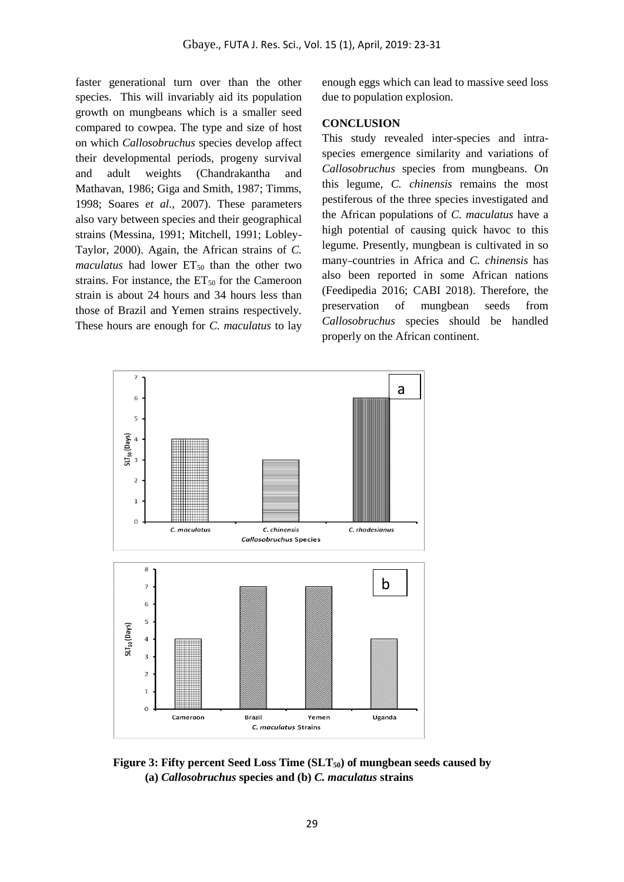faster generational turn over than the other species. This will invariably aid its population growth on mungbeans which is a smaller seed compared to cowpea. The type and size of host on which *Callosobruchus* species develop affect their developmental periods, progeny survival and adult weights (Chandrakantha and Mathavan, 1986; Giga and Smith, 1987; Timms, 1998; Soares *et al*., 2007). These parameters also vary between species and their geographical strains (Messina, 1991; Mitchell, 1991; Lobley-Taylor, 2000). Again, the African strains of *C. maculatus* had lower $ET_{50}$ than the other two strains. For instance, the $ET_{50}$ for the Cameroon strain is about 24 hours and 34 hours less than those of Brazil and Yemen strains respectively. These hours are enough for *C. maculatus* to lay enough eggs which can lead to massive seed loss due to population explosion.

## CONCLUSION

This study revealed inter-species and intra-species emergence similarity and variations of *Callosobruchus* species from mungbeans. On this legume, *C. chinensis* remains the most pestiferous of the three species investigated and the African populations of *C. maculatus* have a high potential of causing quick havoc to this legume. Presently, mungbean is cultivated in so many countries in Africa and *C. chinensis* has also been reported in some African nations (Feedipedia 2016; CABI 2018). Therefore, the preservation of mungbean seeds from *Callosobruchus* species should be handled properly on the African continent.

**Figure 3: Fifty percent Seed Loss Time ($SLT_{50}$) of mungbean seeds caused by (a) *Callosobruchus* species and (b) *C. maculatus* strains**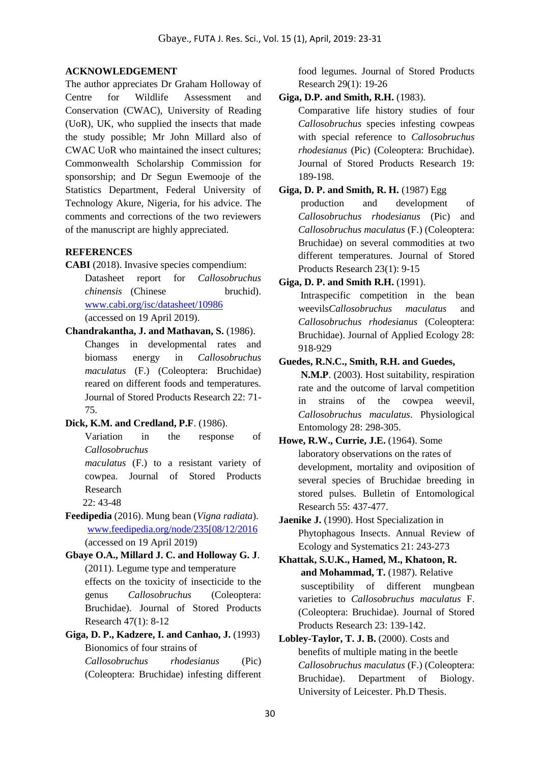## ACKNOWLEDGEMENT

The author appreciates Dr Graham Holloway of Centre for Wildlife Assessment and Conservation (CWAC), University of Reading (UoR), UK, who supplied the insects that made the study possible; Mr John Millard also of CWAC UoR who maintained the insect cultures; Commonwealth Scholarship Commission for sponsorship; and Dr Segun Ewemooje of the Statistics Department, Federal University of Technology Akure, Nigeria, for his advice. The comments and corrections of the two reviewers of the manuscript are highly appreciated.

## REFERENCES

**CABI** (2018). Invasive species compendium: Datasheet report for *Callosobruchus chinensis* (Chinese bruchid). www.cabi.org/isc/datasheet/10986 (accessed on 19 April 2019).

**Chandrakantha, J. and Mathavan, S.** (1986). Changes in developmental rates and biomass energy in *Callosobruchus maculatus* (F.) (Coleoptera: Bruchidae) reared on different foods and temperatures. Journal of Stored Products Research 22: 71-75.

**Dick, K.M. and Credland, P.F**. (1986). Variation in the response of *Callosobruchus maculatus* (F.) to a resistant variety of cowpea. Journal of Stored Products Research 22: 43-48

**Feedipedia** (2016). Mung bean (*Vigna radiata*). www.feedipedia.org/node/235[08/12/2016 (accessed on 19 April 2019)

**Gbaye O.A., Millard J. C. and Holloway G. J**. (2011). Legume type and temperature effects on the toxicity of insecticide to the genus *Callosobruchus* (Coleoptera: Bruchidae). Journal of Stored Products Research 47(1): 8-12

**Giga, D. P., Kadzere, I. and Canhao, J.** (1993) Bionomics of four strains of *Callosobruchus rhodesianus* (Pic) (Coleoptera: Bruchidae) infesting different food legumes. Journal of Stored Products Research 29(1): 19-26

**Giga, D.P. and Smith, R.H.** (1983). Comparative life history studies of four *Callosobruchus* species infesting cowpeas with special reference to *Callosobruchus rhodesianus* (Pic) (Coleoptera: Bruchidae). Journal of Stored Products Research 19: 189-198.

**Giga, D. P. and Smith, R. H.** (1987) Egg production and development of *Callosobruchus rhodesianus* (Pic) and *Callosobruchus maculatus* (F.) (Coleoptera: Bruchidae) on several commodities at two different temperatures. Journal of Stored Products Research 23(1): 9-15

**Giga, D. P. and Smith R.H.** (1991). Intraspecific competition in the bean weevils*Callosobruchus maculatus* and *Callosobruchus rhodesianus* (Coleoptera: Bruchidae). Journal of Applied Ecology 28: 918-929

**Guedes, R.N.C., Smith, R.H. and Guedes, N.M.P**. (2003). Host suitability, respiration rate and the outcome of larval competition in strains of the cowpea weevil, *Callosobruchus maculatus*. Physiological Entomology 28: 298-305.

**Howe, R.W., Currie, J.E.** (1964). Some laboratory observations on the rates of development, mortality and oviposition of several species of Bruchidae breeding in stored pulses. Bulletin of Entomological Research 55: 437-477.

**Jaenike J.** (1990). Host Specialization in Phytophagous Insects. Annual Review of Ecology and Systematics 21: 243-273

**Khattak, S.U.K., Hamed, M., Khatoon, R. and Mohammad, T.** (1987). Relative susceptibility of different mungbean varieties to *Callosobruchus maculatus* F. (Coleoptera: Bruchidae). Journal of Stored Products Research 23: 139-142.

**Lobley-Taylor, T. J. B.** (2000). Costs and benefits of multiple mating in the beetle *Callosobruchus maculatus* (F.) (Coleoptera: Bruchidae). Department of Biology. University of Leicester. Ph.D Thesis.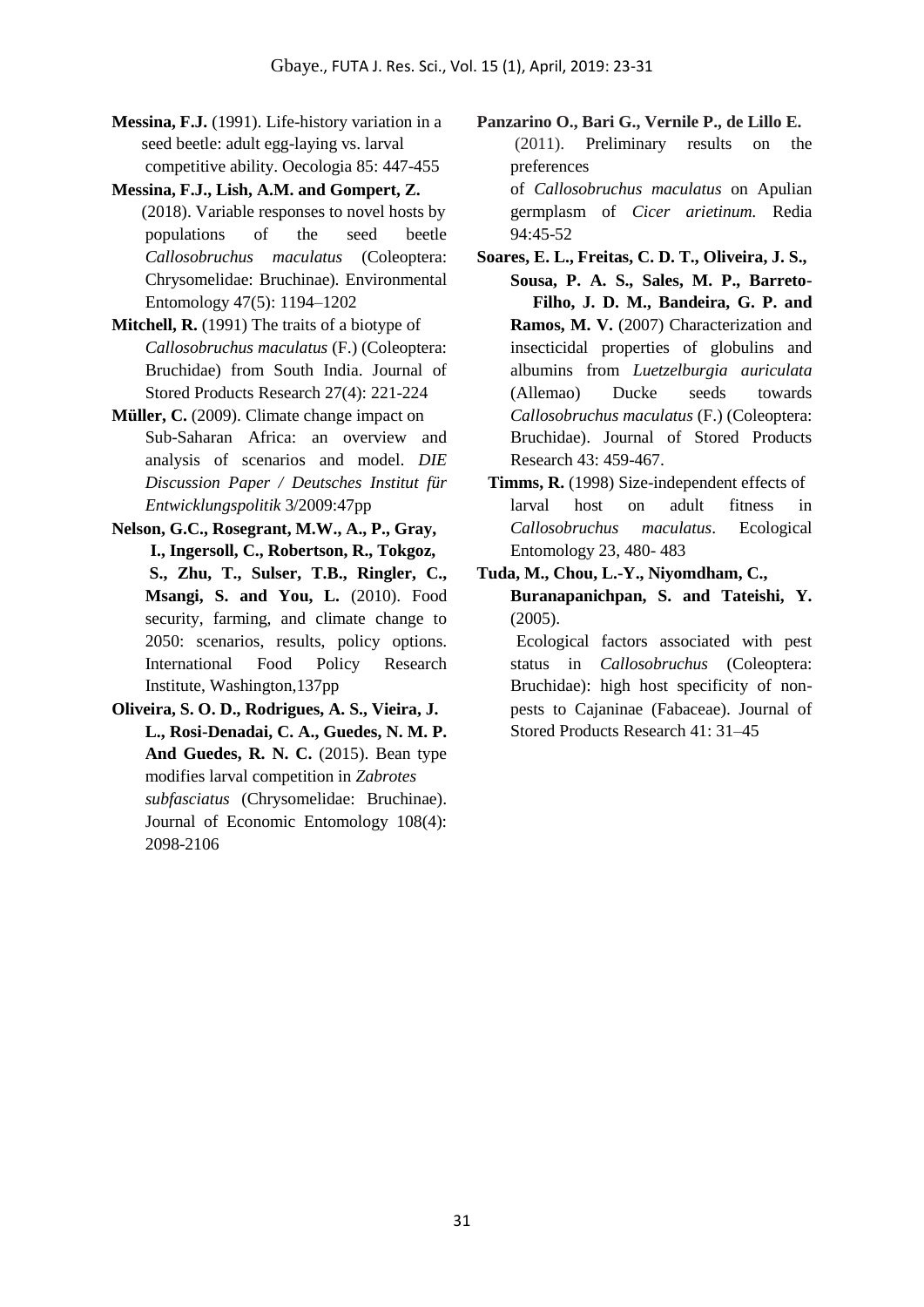**Messina, F.J.** (1991). Life-history variation in a seed beetle: adult egg-laying vs. larval competitive ability. Oecologia 85: 447-455

**Messina, F.J., Lish, A.M. and Gompert, Z.** (2018). Variable responses to novel hosts by populations of the seed beetle *Callosobruchus maculatus* (Coleoptera: Chrysomelidae: Bruchinae). Environmental Entomology 47(5): 1194–1202

**Mitchell, R.** (1991) The traits of a biotype of *Callosobruchus maculatus* (F.) (Coleoptera: Bruchidae) from South India. Journal of Stored Products Research 27(4): 221-224

**Müller, C.** (2009). Climate change impact on Sub-Saharan Africa: an overview and analysis of scenarios and model. *DIE Discussion Paper / Deutsches Institut für Entwicklungspolitik* 3/2009:47pp

**Nelson, G.C., Rosegrant, M.W., A., P., Gray, I., Ingersoll, C., Robertson, R., Tokgoz, S., Zhu, T., Sulser, T.B., Ringler, C., Msangi, S. and You, L.** (2010). Food security, farming, and climate change to 2050: scenarios, results, policy options. International Food Policy Research Institute, Washington,137pp

**Oliveira, S. O. D., Rodrigues, A. S., Vieira, J. L., Rosi-Denadai, C. A., Guedes, N. M. P. And Guedes, R. N. C.** (2015). Bean type modifies larval competition in *Zabrotes subfasciatus* (Chrysomelidae: Bruchinae). Journal of Economic Entomology 108(4): 2098-2106

**Panzarino O., Bari G., Vernile P., de Lillo E.** (2011). Preliminary results on the preferences of *Callosobruchus maculatus* on Apulian germplasm of *Cicer arietinum.* Redia 94:45-52

**Soares, E. L., Freitas, C. D. T., Oliveira, J. S., Sousa, P. A. S., Sales, M. P., Barreto-Filho, J. D. M., Bandeira, G. P. and Ramos, M. V.** (2007) Characterization and insecticidal properties of globulins and albumins from *Luetzelburgia auriculata* (Allemao) Ducke seeds towards *Callosobruchus maculatus* (F.) (Coleoptera: Bruchidae). Journal of Stored Products Research 43: 459-467.

**Timms, R.** (1998) Size-independent effects of larval host on adult fitness in *Callosobruchus maculatus*. Ecological Entomology 23, 480- 483

**Tuda, M., Chou, L.-Y., Niyomdham, C., Buranapanichpan, S. and Tateishi, Y.** (2005). Ecological factors associated with pest status in *Callosobruchus* (Coleoptera: Bruchidae): high host specificity of non-pests to Cajaninae (Fabaceae). Journal of Stored Products Research 41: 31–45